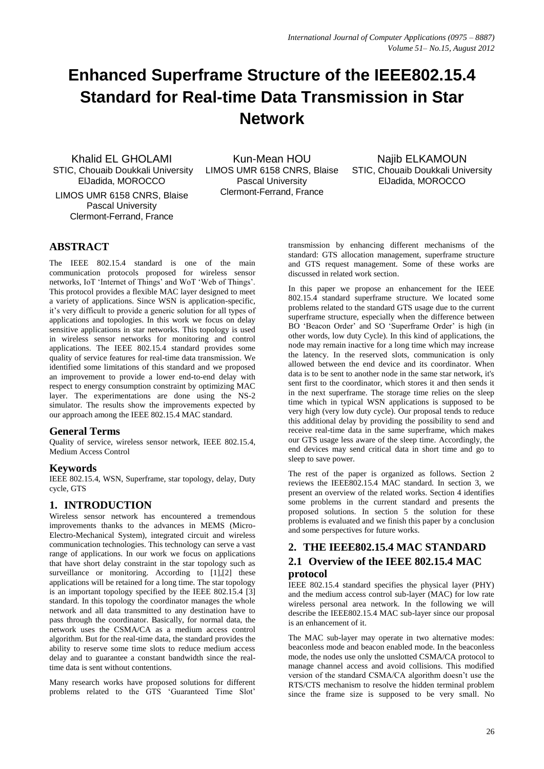# Enhanced Superframe Structure of the IEEE802.15.4 Standard for Real-time Data Transmission in Star Network

Khalid EL GHOLAMI
STIC, Chouaib Doukkali University
ElJadida, MOROCCO
LIMOS UMR 6158 CNRS, Blaise Pascal University
Clermont-Ferrand, France

Kun-Mean HOU
LIMOS UMR 6158 CNRS, Blaise Pascal University
Clermont-Ferrand, France

Najib ELKAMOUN
STIC, Chouaib Doukkali University
ElJadida, MOROCCO

## ABSTRACT

The IEEE 802.15.4 standard is one of the main communication protocols proposed for wireless sensor networks, IoT 'Internet of Things' and WoT 'Web of Things'. This protocol provides a flexible MAC layer designed to meet a variety of applications. Since WSN is application-specific, it's very difficult to provide a generic solution for all types of applications and topologies. In this work we focus on delay sensitive applications in star networks. This topology is used in wireless sensor networks for monitoring and control applications. The IEEE 802.15.4 standard provides some quality of service features for real-time data transmission. We identified some limitations of this standard and we proposed an improvement to provide a lower end-to-end delay with respect to energy consumption constraint by optimizing MAC layer. The experimentations are done using the NS-2 simulator. The results show the improvements expected by our approach among the IEEE 802.15.4 MAC standard.

### General Terms

Quality of service, wireless sensor network, IEEE 802.15.4, Medium Access Control

### Keywords

IEEE 802.15.4, WSN, Superframe, star topology, delay, Duty cycle, GTS

## 1. INTRODUCTION

Wireless sensor network has encountered a tremendous improvements thanks to the advances in MEMS (Micro-Electro-Mechanical System), integrated circuit and wireless communication technologies. This technology can serve a vast range of applications. In our work we focus on applications that have short delay constraint in the star topology such as surveillance or monitoring. According to [1],[2] these applications will be retained for a long time. The star topology is an important topology specified by the IEEE 802.15.4 [3] standard. In this topology the coordinator manages the whole network and all data transmitted to any destination have to pass through the coordinator. Basically, for normal data, the network uses the CSMA/CA as a medium access control algorithm. But for the real-time data, the standard provides the ability to reserve some time slots to reduce medium access delay and to guarantee a constant bandwidth since the real-time data is sent without contentions.

Many research works have proposed solutions for different problems related to the GTS 'Guaranteed Time Slot' transmission by enhancing different mechanisms of the standard: GTS allocation management, superframe structure and GTS request management. Some of these works are discussed in related work section.

In this paper we propose an enhancement for the IEEE 802.15.4 standard superframe structure. We located some problems related to the standard GTS usage due to the current superframe structure, especially when the difference between BO 'Beacon Order' and SO 'Superframe Order' is high (in other words, low duty Cycle). In this kind of applications, the node may remain inactive for a long time which may increase the latency. In the reserved slots, communication is only allowed between the end device and its coordinator. When data is to be sent to another node in the same star network, it's sent first to the coordinator, which stores it and then sends it in the next superframe. The storage time relies on the sleep time which in typical WSN applications is supposed to be very high (very low duty cycle). Our proposal tends to reduce this additional delay by providing the possibility to send and receive real-time data in the same superframe, which makes our GTS usage less aware of the sleep time. Accordingly, the end devices may send critical data in short time and go to sleep to save power.

The rest of the paper is organized as follows. Section 2 reviews the IEEE802.15.4 MAC standard. In section 3, we present an overview of the related works. Section 4 identifies some problems in the current standard and presents the proposed solutions. In section 5 the solution for these problems is evaluated and we finish this paper by a conclusion and some perspectives for future works.

## 2. THE IEEE802.15.4 MAC STANDARD

### 2.1 Overview of the IEEE 802.15.4 MAC protocol

IEEE 802.15.4 standard specifies the physical layer (PHY) and the medium access control sub-layer (MAC) for low rate wireless personal area network. In the following we will describe the IEEE802.15.4 MAC sub-layer since our proposal is an enhancement of it.

The MAC sub-layer may operate in two alternative modes: beaconless mode and beacon enabled mode. In the beaconless mode, the nodes use only the unslotted CSMA/CA protocol to manage channel access and avoid collisions. This modified version of the standard CSMA/CA algorithm doesn't use the RTS/CTS mechanism to resolve the hidden terminal problem since the frame size is supposed to be very small. No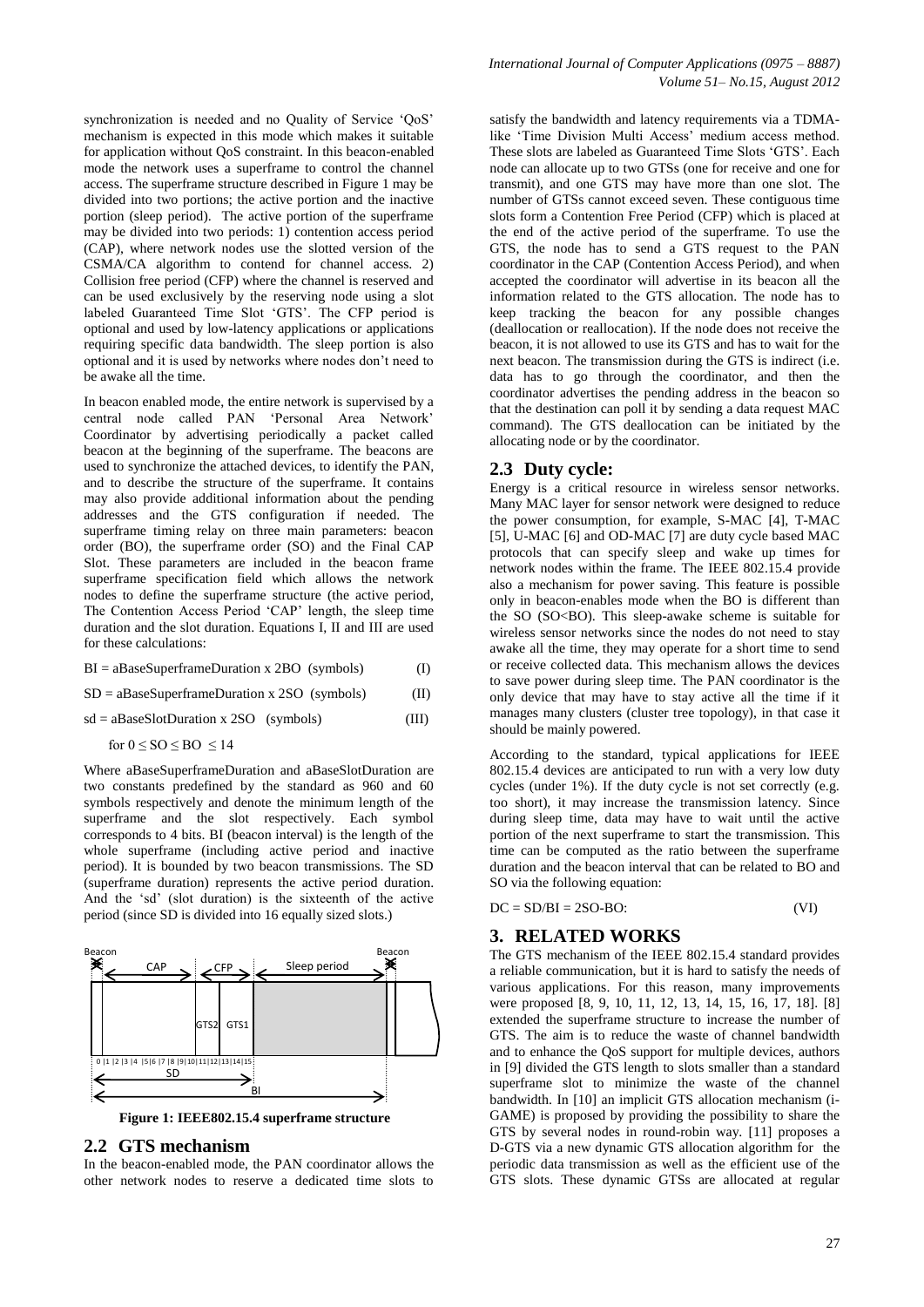synchronization is needed and no Quality of Service 'QoS' mechanism is expected in this mode which makes it suitable for application without QoS constraint. In this beacon-enabled mode the network uses a superframe to control the channel access. The superframe structure described in Figure 1 may be divided into two portions; the active portion and the inactive portion (sleep period). The active portion of the superframe may be divided into two periods: 1) contention access period (CAP), where network nodes use the slotted version of the CSMA/CA algorithm to contend for channel access. 2) Collision free period (CFP) where the channel is reserved and can be used exclusively by the reserving node using a slot labeled Guaranteed Time Slot 'GTS'. The CFP period is optional and used by low-latency applications or applications requiring specific data bandwidth. The sleep portion is also optional and it is used by networks where nodes don't need to be awake all the time.

In beacon enabled mode, the entire network is supervised by a central node called PAN 'Personal Area Network' Coordinator by advertising periodically a packet called beacon at the beginning of the superframe. The beacons are used to synchronize the attached devices, to identify the PAN, and to describe the structure of the superframe. It contains may also provide additional information about the pending addresses and the GTS configuration if needed. The superframe timing relay on three main parameters: beacon order (BO), the superframe order (SO) and the Final CAP Slot. These parameters are included in the beacon frame superframe specification field which allows the network nodes to define the superframe structure (the active period, The Contention Access Period 'CAP' length, the sleep time duration and the slot duration. Equations I, II and III are used for these calculations:

$$BI = aBaseSuperframeDuration \times 2^{BO} \text{ (symbols)} \quad \text{(I)}$$

$$SD = aBaseSuperframeDuration \times 2^{SO} \text{ (symbols)} \quad \text{(II)}$$

$$sd = aBaseSlotDuration \times 2^{SO} \text{ (symbols)} \quad \text{(III)}$$

for $0 \leq SO \leq BO \leq 14$

Where aBaseSuperframeDuration and aBaseSlotDuration are two constants predefined by the standard as 960 and 60 symbols respectively and denote the minimum length of the superframe and the slot respectively. Each symbol corresponds to 4 bits. BI (beacon interval) is the length of the whole superframe (including active period and inactive period). It is bounded by two beacon transmissions. The SD (superframe duration) represents the active period duration. And the 'sd' (slot duration) is the sixteenth of the active period (since SD is divided into 16 equally sized slots.)

**Figure 1: IEEE802.15.4 superframe structure**

## 2.2 GTS mechanism

In the beacon-enabled mode, the PAN coordinator allows the other network nodes to reserve a dedicated time slots to satisfy the bandwidth and latency requirements via a TDMA-like 'Time Division Multi Access' medium access method. These slots are labeled as Guaranteed Time Slots 'GTS'. Each node can allocate up to two GTSs (one for receive and one for transmit), and one GTS may have more than one slot. The number of GTSs cannot exceed seven. These contiguous time slots form a Contention Free Period (CFP) which is placed at the end of the active period of the superframe. To use the GTS, the node has to send a GTS request to the PAN coordinator in the CAP (Contention Access Period), and when accepted the coordinator will advertise in its beacon all the information related to the GTS allocation. The node has to keep tracking the beacon for any possible changes (deallocation or reallocation). If the node does not receive the beacon, it is not allowed to use its GTS and has to wait for the next beacon. The transmission during the GTS is indirect (i.e. data has to go through the coordinator, and then the coordinator advertises the pending address in the beacon so that the destination can poll it by sending a data request MAC command). The GTS deallocation can be initiated by the allocating node or by the coordinator.

## 2.3 Duty cycle:

Energy is a critical resource in wireless sensor networks. Many MAC layer for sensor network were designed to reduce the power consumption, for example, S-MAC [4], T-MAC [5], U-MAC [6] and OD-MAC [7] are duty cycle based MAC protocols that can specify sleep and wake up times for network nodes within the frame. The IEEE 802.15.4 provide also a mechanism for power saving. This feature is possible only in beacon-enables mode when the BO is different than the SO (SO<BO). This sleep-awake scheme is suitable for wireless sensor networks since the nodes do not need to stay awake all the time, they may operate for a short time to send or receive collected data. This mechanism allows the devices to save power during sleep time. The PAN coordinator is the only device that may have to stay active all the time if it manages many clusters (cluster tree topology), in that case it should be mainly powered.

According to the standard, typical applications for IEEE 802.15.4 devices are anticipated to run with a very low duty cycles (under 1%). If the duty cycle is not set correctly (e.g. too short), it may increase the transmission latency. Since during sleep time, data may have to wait until the active portion of the next superframe to start the transmission. This time can be computed as the ratio between the superframe duration and the beacon interval that can be related to BO and SO via the following equation:

$$DC = SD/BI = 2^{SO-BO}: \quad \text{(VI)}$$

# 3. RELATED WORKS

The GTS mechanism of the IEEE 802.15.4 standard provides a reliable communication, but it is hard to satisfy the needs of various applications. For this reason, many improvements were proposed [8, 9, 10, 11, 12, 13, 14, 15, 16, 17, 18]. [8] extended the superframe structure to increase the number of GTS. The aim is to reduce the waste of channel bandwidth and to enhance the QoS support for multiple devices, authors in [9] divided the GTS length to slots smaller than a standard superframe slot to minimize the waste of the channel bandwidth. In [10] an implicit GTS allocation mechanism (i-GAME) is proposed by providing the possibility to share the GTS by several nodes in round-robin way. [11] proposes a D-GTS via a new dynamic GTS allocation algorithm for the periodic data transmission as well as the efficient use of the GTS slots. These dynamic GTSs are allocated at regular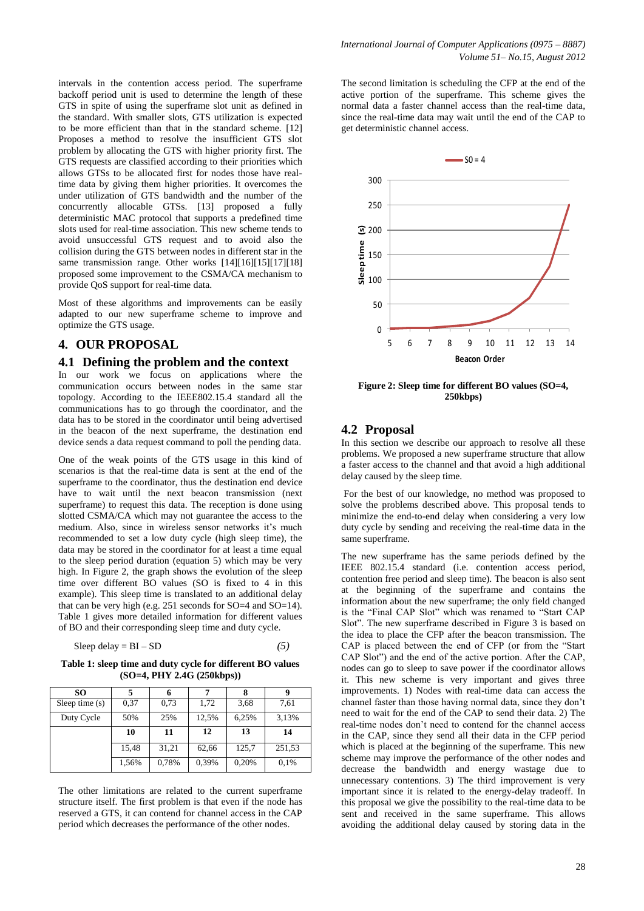intervals in the contention access period. The superframe backoff period unit is used to determine the length of these GTS in spite of using the superframe slot unit as defined in the standard. With smaller slots, GTS utilization is expected to be more efficient than that in the standard scheme. [12] Proposes a method to resolve the insufficient GTS slot problem by allocating the GTS with higher priority first. The GTS requests are classified according to their priorities which allows GTSs to be allocated first for nodes those have real-time data by giving them higher priorities. It overcomes the under utilization of GTS bandwidth and the number of the concurrently allocable GTSs. [13] proposed a fully deterministic MAC protocol that supports a predefined time slots used for real-time association. This new scheme tends to avoid unsuccessful GTS request and to avoid also the collision during the GTS between nodes in different star in the same transmission range. Other works [14][16][15][17][18] proposed some improvement to the CSMA/CA mechanism to provide QoS support for real-time data.

Most of these algorithms and improvements can be easily adapted to our new superframe scheme to improve and optimize the GTS usage.

## 4. OUR PROPOSAL

### 4.1 Defining the problem and the context

In our work we focus on applications where the communication occurs between nodes in the same star topology. According to the IEEE802.15.4 standard all the communications has to go through the coordinator, and the data has to be stored in the coordinator until being advertised in the beacon of the next superframe, the destination end device sends a data request command to poll the pending data.

One of the weak points of the GTS usage in this kind of scenarios is that the real-time data is sent at the end of the superframe to the coordinator, thus the destination end device have to wait until the next beacon transmission (next superframe) to request this data. The reception is done using slotted CSMA/CA which may not guarantee the access to the medium. Also, since in wireless sensor networks it's much recommended to set a low duty cycle (high sleep time), the data may be stored in the coordinator for at least a time equal to the sleep period duration (equation 5) which may be very high. In Figure 2, the graph shows the evolution of the sleep time over different BO values (SO is fixed to 4 in this example). This sleep time is translated to an additional delay that can be very high (e.g. 251 seconds for SO=4 and SO=14). Table 1 gives more detailed information for different values of BO and their corresponding sleep time and duty cycle.

$$\text{Sleep delay} = BI - SD \qquad (5)$$

**Table 1: sleep time and duty cycle for different BO values (SO=4, PHY 2.4G (250kbps))**

| SO | 5 | 6 | 7 | 8 | 9 |
|---|---|---|---|---|---|
| Sleep time (s) | 0,37 | 0,73 | 1,72 | 3,68 | 7,61 |
| Duty Cycle | 50% | 25% | 12,5% | 6,25% | 3,13% |
| | **10** | **11** | **12** | **13** | **14** |
| | 15,48 | 31,21 | 62,66 | 125,7 | 251,53 |
| | 1,56% | 0,78% | 0,39% | 0,20% | 0,1% |

The other limitations are related to the current superframe structure itself. The first problem is that even if the node has reserved a GTS, it can contend for channel access in the CAP period which decreases the performance of the other nodes.

The second limitation is scheduling the CFP at the end of the active portion of the superframe. This scheme gives the normal data a faster channel access than the real-time data, since the real-time data may wait until the end of the CAP to get deterministic channel access.

**Figure 2: Sleep time for different BO values (SO=4, 250kbps)**

### 4.2 Proposal

In this section we describe our approach to resolve all these problems. We proposed a new superframe structure that allow a faster access to the channel and that avoid a high additional delay caused by the sleep time.

For the best of our knowledge, no method was proposed to solve the problems described above. This proposal tends to minimize the end-to-end delay when considering a very low duty cycle by sending and receiving the real-time data in the same superframe.

The new superframe has the same periods defined by the IEEE 802.15.4 standard (i.e. contention access period, contention free period and sleep time). The beacon is also sent at the beginning of the superframe and contains the information about the new superframe; the only field changed is the "Final CAP Slot" which was renamed to "Start CAP Slot". The new superframe described in Figure 3 is based on the idea to place the CFP after the beacon transmission. The CAP is placed between the end of CFP (or from the "Start CAP Slot") and the end of the active portion. After the CAP, nodes can go to sleep to save power if the coordinator allows it. This new scheme is very important and gives three improvements. 1) Nodes with real-time data can access the channel faster than those having normal data, since they don't need to wait for the end of the CAP to send their data. 2) The real-time nodes don't need to contend for the channel access in the CAP, since they send all their data in the CFP period which is placed at the beginning of the superframe. This new scheme may improve the performance of the other nodes and decrease the bandwidth and energy wastage due to unnecessary contentions. 3) The third improvement is very important since it is related to the energy-delay tradeoff. In this proposal we give the possibility to the real-time data to be sent and received in the same superframe. This allows avoiding the additional delay caused by storing data in the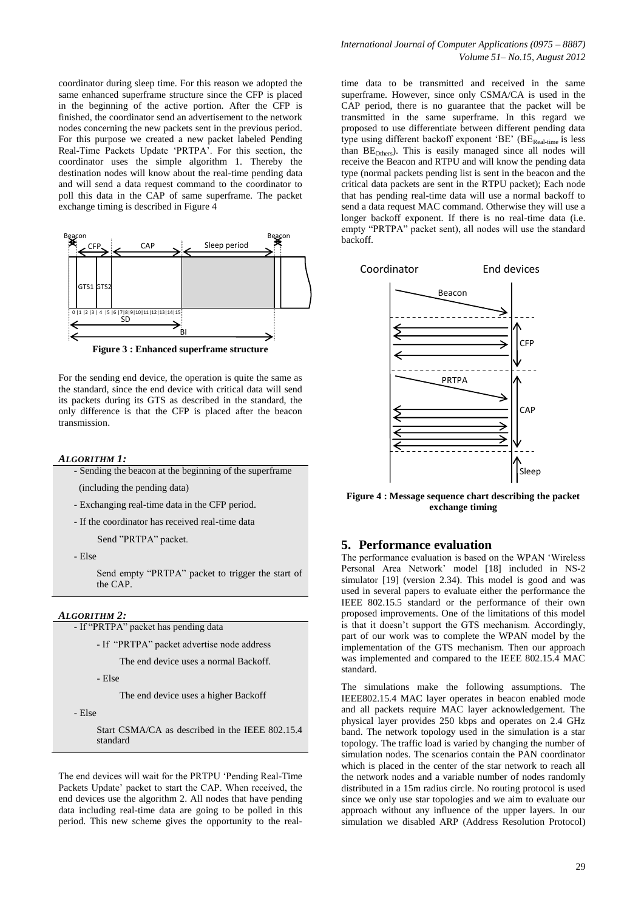coordinator during sleep time. For this reason we adopted the same enhanced superframe structure since the CFP is placed in the beginning of the active portion. After the CFP is finished, the coordinator send an advertisement to the network nodes concerning the new packets sent in the previous period. For this purpose we created a new packet labeled Pending Real-Time Packets Update 'PRTPA'. For this section, the coordinator uses the simple algorithm 1. Thereby the destination nodes will know about the real-time pending data and will send a data request command to the coordinator to poll this data in the CAP of same superframe. The packet exchange timing is described in Figure 4

**Figure 3 : Enhanced superframe structure**

For the sending end device, the operation is quite the same as the standard, since the end device with critical data will send its packets during its GTS as described in the standard, the only difference is that the CFP is placed after the beacon transmission.

***ALGORITHM 1:***

- Sending the beacon at the beginning of the superframe (including the pending data)
- Exchanging real-time data in the CFP period.
- If the coordinator has received real-time data
  
  Send "PRTPA" packet.
- Else
  
  Send empty "PRTPA" packet to trigger the start of the CAP.

***ALGORITHM 2:***

- If "PRTPA" packet has pending data
  - If "PRTPA" packet advertise node address
    
    The end device uses a normal Backoff.
  - Else
    
    The end device uses a higher Backoff
- Else
  
  Start CSMA/CA as described in the IEEE 802.15.4 standard

The end devices will wait for the PRTPU 'Pending Real-Time Packets Update' packet to start the CAP. When received, the end devices use the algorithm 2. All nodes that have pending data including real-time data are going to be polled in this period. This new scheme gives the opportunity to the real-time data to be transmitted and received in the same superframe. However, since only CSMA/CA is used in the CAP period, there is no guarantee that the packet will be transmitted in the same superframe. In this regard we proposed to use differentiate between different pending data type using different backoff exponent 'BE' ($BE_{Real\text{-}time}$ is less than $BE_{Others}$). This is easily managed since all nodes will receive the Beacon and RTPU and will know the pending data type (normal packets pending list is sent in the beacon and the critical data packets are sent in the RTPU packet); Each node that has pending real-time data will use a normal backoff to send a data request MAC command. Otherwise they will use a longer backoff exponent. If there is no real-time data (i.e. empty "PRTPA" packet sent), all nodes will use the standard backoff.

**Figure 4 : Message sequence chart describing the packet exchange timing**

## 5. Performance evaluation

The performance evaluation is based on the WPAN 'Wireless Personal Area Network' model [18] included in NS-2 simulator [19] (version 2.34). This model is good and was used in several papers to evaluate either the performance the IEEE 802.15.5 standard or the performance of their own proposed improvements. One of the limitations of this model is that it doesn't support the GTS mechanism. Accordingly, part of our work was to complete the WPAN model by the implementation of the GTS mechanism. Then our approach was implemented and compared to the IEEE 802.15.4 MAC standard.

The simulations make the following assumptions. The IEEE802.15.4 MAC layer operates in beacon enabled mode and all packets require MAC layer acknowledgement. The physical layer provides 250 kbps and operates on 2.4 GHz band. The network topology used in the simulation is a star topology. The traffic load is varied by changing the number of simulation nodes. The scenarios contain the PAN coordinator which is placed in the center of the star network to reach all the network nodes and a variable number of nodes randomly distributed in a 15m radius circle. No routing protocol is used since we only use star topologies and we aim to evaluate our approach without any influence of the upper layers. In our simulation we disabled ARP (Address Resolution Protocol)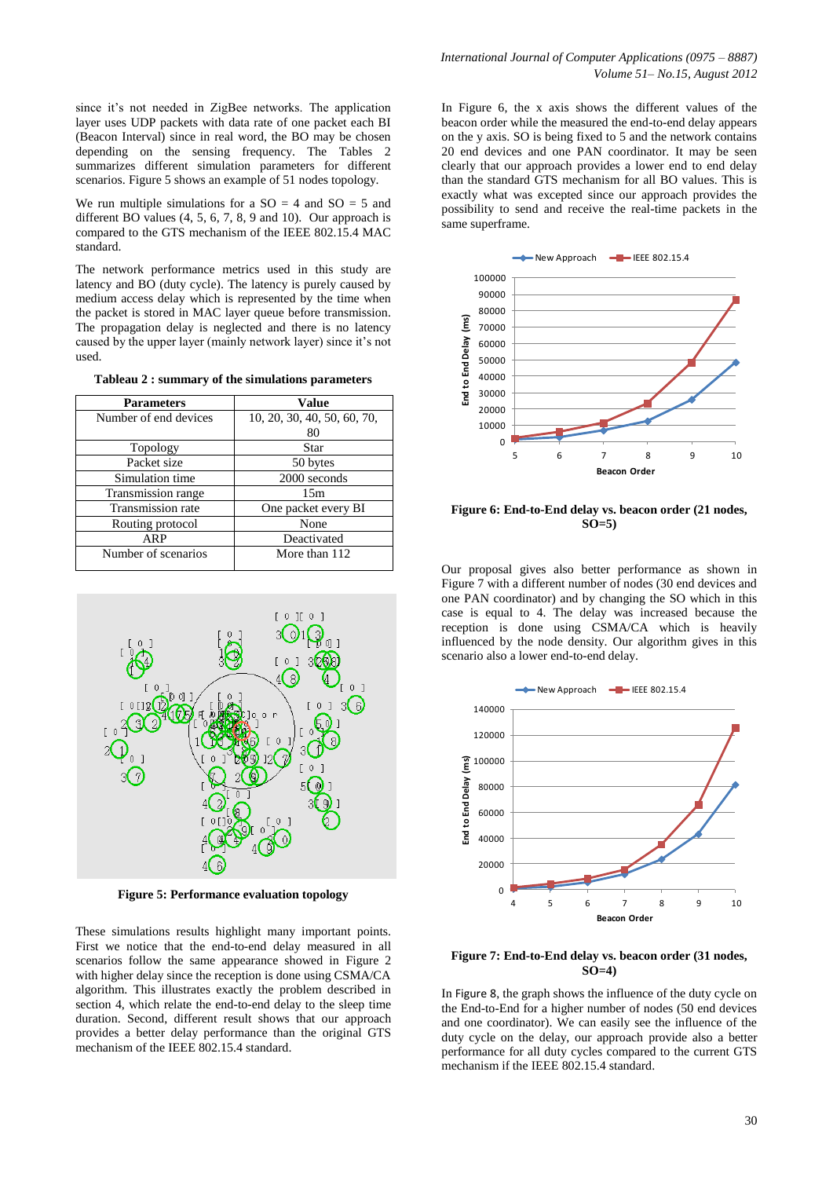since it's not needed in ZigBee networks. The application layer uses UDP packets with data rate of one packet each BI (Beacon Interval) since in real word, the BO may be chosen depending on the sensing frequency. The Tables 2 summarizes different simulation parameters for different scenarios. Figure 5 shows an example of 51 nodes topology.

We run multiple simulations for a SO = 4 and SO = 5 and different BO values (4, 5, 6, 7, 8, 9 and 10). Our approach is compared to the GTS mechanism of the IEEE 802.15.4 MAC standard.

The network performance metrics used in this study are latency and BO (duty cycle). The latency is purely caused by medium access delay which is represented by the time when the packet is stored in MAC layer queue before transmission. The propagation delay is neglected and there is no latency caused by the upper layer (mainly network layer) since it's not used.

**Tableau 2 : summary of the simulations parameters**

| Parameters | Value |
|---|---|
| Number of end devices | 10, 20, 30, 40, 50, 60, 70, 80 |
| Topology | Star |
| Packet size | 50 bytes |
| Simulation time | 2000 seconds |
| Transmission range | 15m |
| Transmission rate | One packet every BI |
| Routing protocol | None |
| ARP | Deactivated |
| Number of scenarios | More than 112 |

**Figure 5: Performance evaluation topology**

These simulations results highlight many important points. First we notice that the end-to-end delay measured in all scenarios follow the same appearance showed in Figure 2 with higher delay since the reception is done using CSMA/CA algorithm. This illustrates exactly the problem described in section 4, which relate the end-to-end delay to the sleep time duration. Second, different result shows that our approach provides a better delay performance than the original GTS mechanism of the IEEE 802.15.4 standard.

In Figure 6, the x axis shows the different values of the beacon order while the measured the end-to-end delay appears on the y axis. SO is being fixed to 5 and the network contains 20 end devices and one PAN coordinator. It may be seen clearly that our approach provides a lower end to end delay than the standard GTS mechanism for all BO values. This is exactly what was excepted since our approach provides the possibility to send and receive the real-time packets in the same superframe.

**Figure 6: End-to-End delay vs. beacon order (21 nodes, SO=5)**

Our proposal gives also better performance as shown in Figure 7 with a different number of nodes (30 end devices and one PAN coordinator) and by changing the SO which in this case is equal to 4. The delay was increased because the reception is done using CSMA/CA which is heavily influenced by the node density. Our algorithm gives in this scenario also a lower end-to-end delay.

**Figure 7: End-to-End delay vs. beacon order (31 nodes, SO=4)**

In Figure 8, the graph shows the influence of the duty cycle on the End-to-End for a higher number of nodes (50 end devices and one coordinator). We can easily see the influence of the duty cycle on the delay, our approach provide also a better performance for all duty cycles compared to the current GTS mechanism if the IEEE 802.15.4 standard.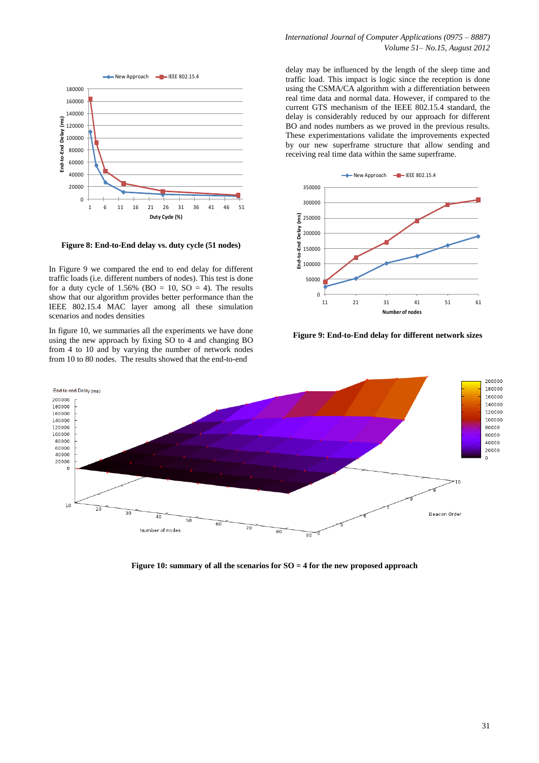**Figure 8: End-to-End delay vs. duty cycle (51 nodes)**

In Figure 9 we compared the end to end delay for different traffic loads (i.e. different numbers of nodes). This test is done for a duty cycle of 1.56% (BO = 10, SO = 4). The results show that our algorithm provides better performance than the IEEE 802.15.4 MAC layer among all these simulation scenarios and nodes densities

In figure 10, we summaries all the experiments we have done using the new approach by fixing SO to 4 and changing BO from 4 to 10 and by varying the number of network nodes from 10 to 80 nodes. The results showed that the end-to-end delay may be influenced by the length of the sleep time and traffic load. This impact is logic since the reception is done using the CSMA/CA algorithm with a differentiation between real time data and normal data. However, if compared to the current GTS mechanism of the IEEE 802.15.4 standard, the delay is considerably reduced by our approach for different BO and nodes numbers as we proved in the previous results. These experimentations validate the improvements expected by our new superframe structure that allow sending and receiving real time data within the same superframe.

**Figure 9: End-to-End delay for different network sizes**

**Figure 10: summary of all the scenarios for SO = 4 for the new proposed approach**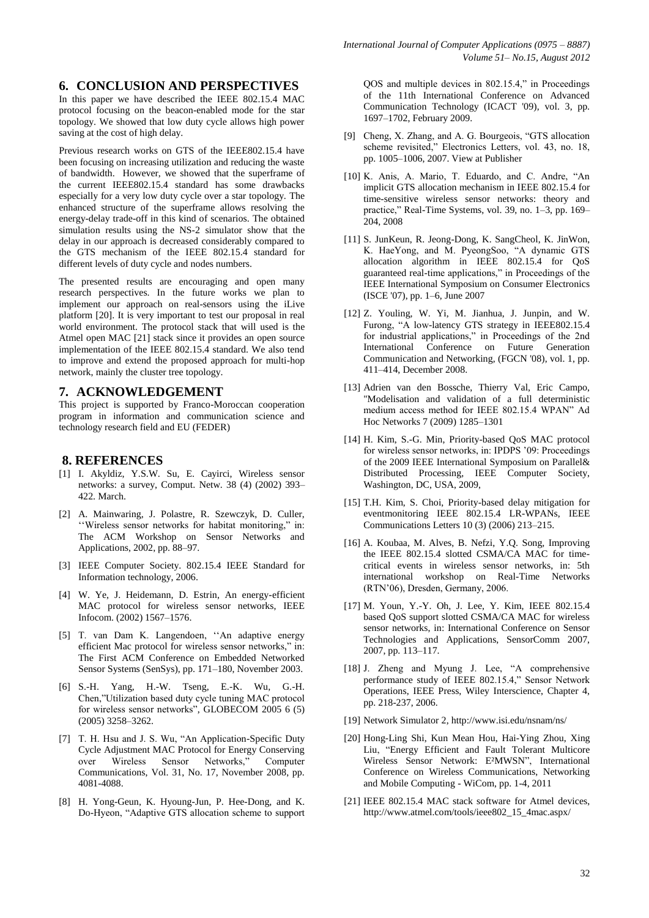## 6. CONCLUSION AND PERSPECTIVES

In this paper we have described the IEEE 802.15.4 MAC protocol focusing on the beacon-enabled mode for the star topology. We showed that low duty cycle allows high power saving at the cost of high delay.

Previous research works on GTS of the IEEE802.15.4 have been focusing on increasing utilization and reducing the waste of bandwidth. However, we showed that the superframe of the current IEEE802.15.4 standard has some drawbacks especially for a very low duty cycle over a star topology. The enhanced structure of the superframe allows resolving the energy-delay trade-off in this kind of scenarios. The obtained simulation results using the NS-2 simulator show that the delay in our approach is decreased considerably compared to the GTS mechanism of the IEEE 802.15.4 standard for different levels of duty cycle and nodes numbers.

The presented results are encouraging and open many research perspectives. In the future works we plan to implement our approach on real-sensors using the iLive platform [20]. It is very important to test our proposal in real world environment. The protocol stack that will used is the Atmel open MAC [21] stack since it provides an open source implementation of the IEEE 802.15.4 standard. We also tend to improve and extend the proposed approach for multi-hop network, mainly the cluster tree topology.

## 7. ACKNOWLEDGEMENT

This project is supported by Franco-Moroccan cooperation program in information and communication science and technology research field and EU (FEDER)

## 8. REFERENCES

[1] I. Akyldiz, Y.S.W. Su, E. Cayirci, Wireless sensor networks: a survey, Comput. Netw. 38 (4) (2002) 393–422. March.

[2] A. Mainwaring, J. Polastre, R. Szewczyk, D. Culler, ''Wireless sensor networks for habitat monitoring," in: The ACM Workshop on Sensor Networks and Applications, 2002, pp. 88–97.

[3] IEEE Computer Society. 802.15.4 IEEE Standard for Information technology, 2006.

[4] W. Ye, J. Heidemann, D. Estrin, An energy-efficient MAC protocol for wireless sensor networks, IEEE Infocom. (2002) 1567–1576.

[5] T. van Dam K. Langendoen, ''An adaptive energy efficient Mac protocol for wireless sensor networks," in: The First ACM Conference on Embedded Networked Sensor Systems (SenSys), pp. 171–180, November 2003.

[6] S.-H. Yang, H.-W. Tseng, E.-K. Wu, G.-H. Chen,"Utilization based duty cycle tuning MAC protocol for wireless sensor networks", GLOBECOM 2005 6 (5) (2005) 3258–3262.

[7] T. H. Hsu and J. S. Wu, "An Application-Specific Duty Cycle Adjustment MAC Protocol for Energy Conserving over Wireless Sensor Networks," Computer Communications, Vol. 31, No. 17, November 2008, pp. 4081-4088.

[8] H. Yong-Geun, K. Hyoung-Jun, P. Hee-Dong, and K. Do-Hyeon, "Adaptive GTS allocation scheme to support QOS and multiple devices in 802.15.4," in Proceedings of the 11th International Conference on Advanced Communication Technology (ICACT '09), vol. 3, pp. 1697–1702, February 2009.

[9] Cheng, X. Zhang, and A. G. Bourgeois, "GTS allocation scheme revisited," Electronics Letters, vol. 43, no. 18, pp. 1005–1006, 2007. View at Publisher

[10] K. Anis, A. Mario, T. Eduardo, and C. Andre, "An implicit GTS allocation mechanism in IEEE 802.15.4 for time-sensitive wireless sensor networks: theory and practice," Real-Time Systems, vol. 39, no. 1–3, pp. 169–204, 2008

[11] S. JunKeun, R. Jeong-Dong, K. SangCheol, K. JinWon, K. HaeYong, and M. PyeongSoo, "A dynamic GTS allocation algorithm in IEEE 802.15.4 for QoS guaranteed real-time applications," in Proceedings of the IEEE International Symposium on Consumer Electronics (ISCE '07), pp. 1–6, June 2007

[12] Z. Youling, W. Yi, M. Jianhua, J. Junpin, and W. Furong, "A low-latency GTS strategy in IEEE802.15.4 for industrial applications," in Proceedings of the 2nd International Conference on Future Generation Communication and Networking, (FGCN '08), vol. 1, pp. 411–414, December 2008.

[13] Adrien van den Bossche, Thierry Val, Eric Campo, "Modelisation and validation of a full deterministic medium access method for IEEE 802.15.4 WPAN" Ad Hoc Networks 7 (2009) 1285–1301

[14] H. Kim, S.-G. Min, Priority-based QoS MAC protocol for wireless sensor networks, in: IPDPS '09: Proceedings of the 2009 IEEE International Symposium on Parallel& Distributed Processing, IEEE Computer Society, Washington, DC, USA, 2009,

[15] T.H. Kim, S. Choi, Priority-based delay mitigation for eventmonitoring IEEE 802.15.4 LR-WPANs, IEEE Communications Letters 10 (3) (2006) 213–215.

[16] A. Koubaa, M. Alves, B. Nefzi, Y.Q. Song, Improving the IEEE 802.15.4 slotted CSMA/CA MAC for time-critical events in wireless sensor networks, in: 5th international workshop on Real-Time Networks (RTN'06), Dresden, Germany, 2006.

[17] M. Youn, Y.-Y. Oh, J. Lee, Y. Kim, IEEE 802.15.4 based QoS support slotted CSMA/CA MAC for wireless sensor networks, in: International Conference on Sensor Technologies and Applications, SensorComm 2007, 2007, pp. 113–117.

[18] J. Zheng and Myung J. Lee, "A comprehensive performance study of IEEE 802.15.4," Sensor Network Operations, IEEE Press, Wiley Interscience, Chapter 4, pp. 218-237, 2006.

[19] Network Simulator 2, http://www.isi.edu/nsnam/ns/

[20] Hong-Ling Shi, Kun Mean Hou, Hai-Ying Zhou, Xing Liu, "Energy Efficient and Fault Tolerant Multicore Wireless Sensor Network: E²MWSN", International Conference on Wireless Communications, Networking and Mobile Computing - WiCom, pp. 1-4, 2011

[21] IEEE 802.15.4 MAC stack software for Atmel devices, http://www.atmel.com/tools/ieee802_15_4mac.aspx/